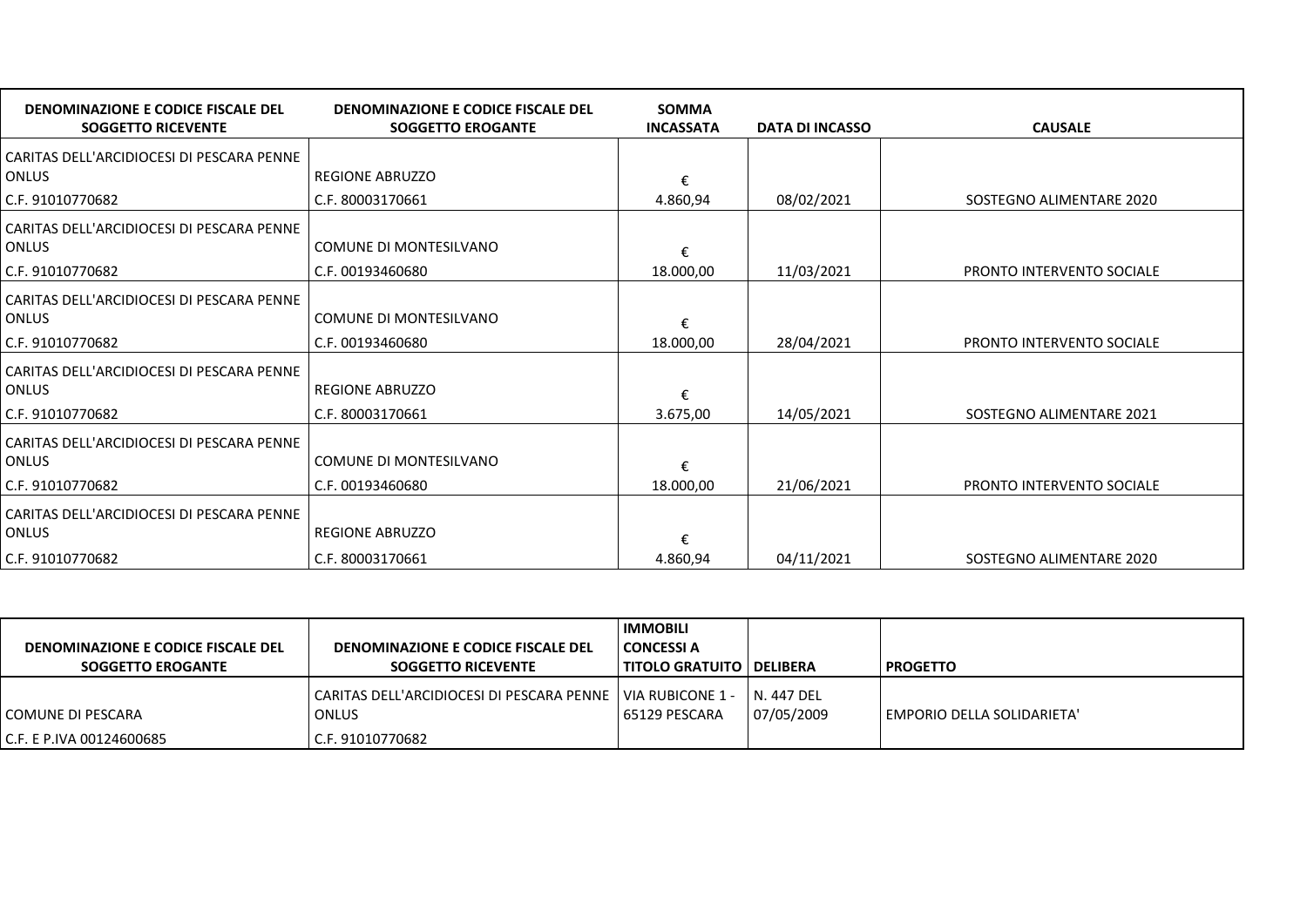| DENOMINAZIONE E CODICE FISCALE DEL SOGGETTO RICEVENTE | DENOMINAZIONE E CODICE FISCALE DEL SOGGETTO EROGANTE | SOMMA INCASSATA | DATA DI INCASSO | CAUSALE |
|---|---|---|---|---|
| CARITAS DELL'ARCIDIOCESI DI PESCARA PENNE ONLUS C.F. 91010770682 | REGIONE ABRUZZO C.F. 80003170661 | € 4.860,94 | 08/02/2021 | SOSTEGNO ALIMENTARE 2020 |
| CARITAS DELL'ARCIDIOCESI DI PESCARA PENNE ONLUS C.F. 91010770682 | COMUNE DI MONTESILVANO C.F. 00193460680 | € 18.000,00 | 11/03/2021 | PRONTO INTERVENTO SOCIALE |
| CARITAS DELL'ARCIDIOCESI DI PESCARA PENNE ONLUS C.F. 91010770682 | COMUNE DI MONTESILVANO C.F. 00193460680 | € 18.000,00 | 28/04/2021 | PRONTO INTERVENTO SOCIALE |
| CARITAS DELL'ARCIDIOCESI DI PESCARA PENNE ONLUS C.F. 91010770682 | REGIONE ABRUZZO C.F. 80003170661 | € 3.675,00 | 14/05/2021 | SOSTEGNO ALIMENTARE 2021 |
| CARITAS DELL'ARCIDIOCESI DI PESCARA PENNE ONLUS C.F. 91010770682 | COMUNE DI MONTESILVANO C.F. 00193460680 | € 18.000,00 | 21/06/2021 | PRONTO INTERVENTO SOCIALE |
| CARITAS DELL'ARCIDIOCESI DI PESCARA PENNE ONLUS C.F. 91010770682 | REGIONE ABRUZZO C.F. 80003170661 | € 4.860,94 | 04/11/2021 | SOSTEGNO ALIMENTARE 2020 |

| DENOMINAZIONE E CODICE FISCALE DEL SOGGETTO EROGANTE | DENOMINAZIONE E CODICE FISCALE DEL SOGGETTO RICEVENTE | IMMOBILI CONCESSI A TITOLO GRATUITO | DELIBERA | PROGETTO |
|---|---|---|---|---|
| COMUNE DI PESCARA C.F. E P.IVA 00124600685 | CARITAS DELL'ARCIDIOCESI DI PESCARA PENNE ONLUS C.F. 91010770682 | VIA RUBICONE 1 - 65129 PESCARA | N. 447 DEL 07/05/2009 | EMPORIO DELLA SOLIDARIETA' |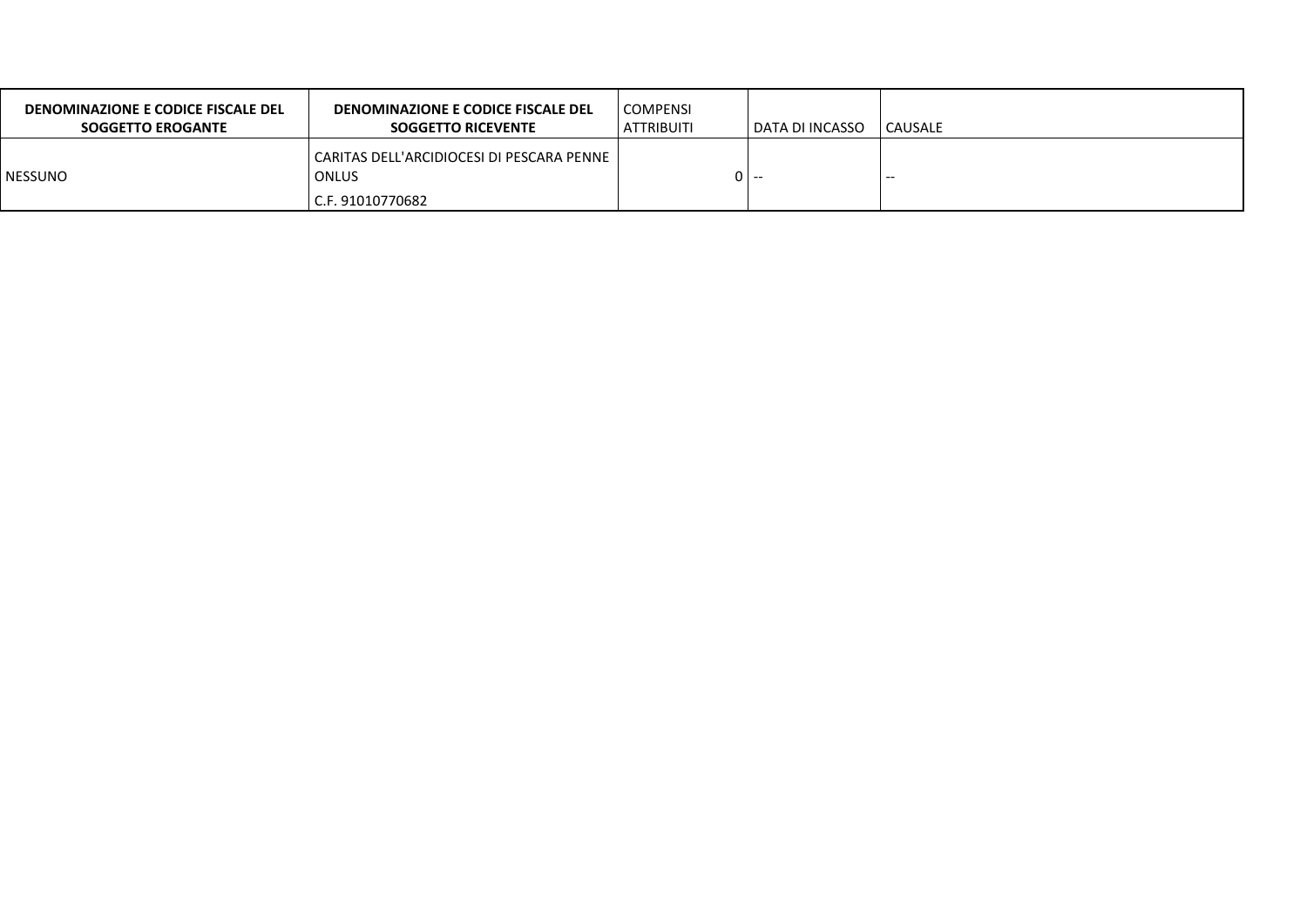| DENOMINAZIONE E CODICE FISCALE DEL SOGGETTO EROGANTE | DENOMINAZIONE E CODICE FISCALE DEL SOGGETTO RICEVENTE | COMPENSI ATTRIBUITI | DATA DI INCASSO | CAUSALE |
|---|---|---|---|---|
| NESSUNO | CARITAS DELL'ARCIDIOCESI DI PESCARA PENNE ONLUS<br>C.F. 91010770682 | 0 | -- | -- |